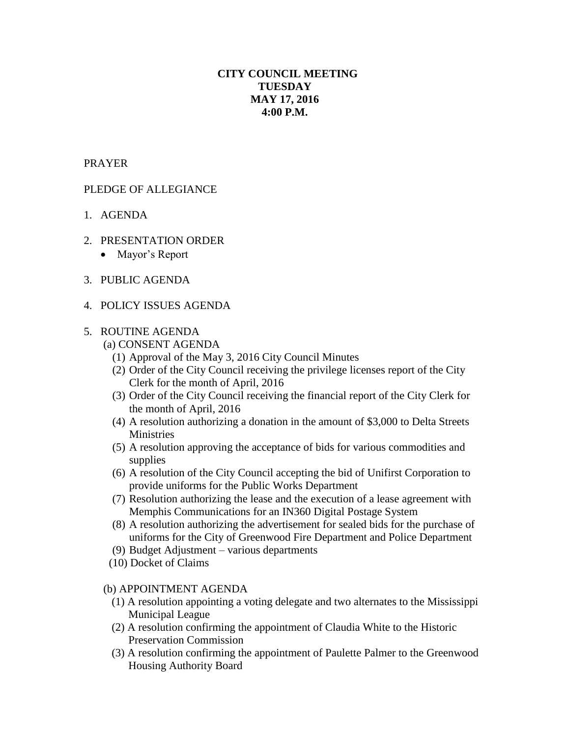**CITY COUNCIL MEETING**
**TUESDAY**
**MAY 17, 2016**
**4:00 P.M.**

PRAYER

PLEDGE OF ALLEGIANCE

1. AGENDA

2. PRESENTATION ORDER
   - Mayor's Report

3. PUBLIC AGENDA

4. POLICY ISSUES AGENDA

5. ROUTINE AGENDA

   (a) CONSENT AGENDA

   (1) Approval of the May 3, 2016 City Council Minutes

   (2) Order of the City Council receiving the privilege licenses report of the City Clerk for the month of April, 2016

   (3) Order of the City Council receiving the financial report of the City Clerk for the month of April, 2016

   (4) A resolution authorizing a donation in the amount of $3,000 to Delta Streets Ministries

   (5) A resolution approving the acceptance of bids for various commodities and supplies

   (6) A resolution of the City Council accepting the bid of Unifirst Corporation to provide uniforms for the Public Works Department

   (7) Resolution authorizing the lease and the execution of a lease agreement with Memphis Communications for an IN360 Digital Postage System

   (8) A resolution authorizing the advertisement for sealed bids for the purchase of uniforms for the City of Greenwood Fire Department and Police Department

   (9) Budget Adjustment – various departments

   (10) Docket of Claims

   (b) APPOINTMENT AGENDA

   (1) A resolution appointing a voting delegate and two alternates to the Mississippi Municipal League

   (2) A resolution confirming the appointment of Claudia White to the Historic Preservation Commission

   (3) A resolution confirming the appointment of Paulette Palmer to the Greenwood Housing Authority Board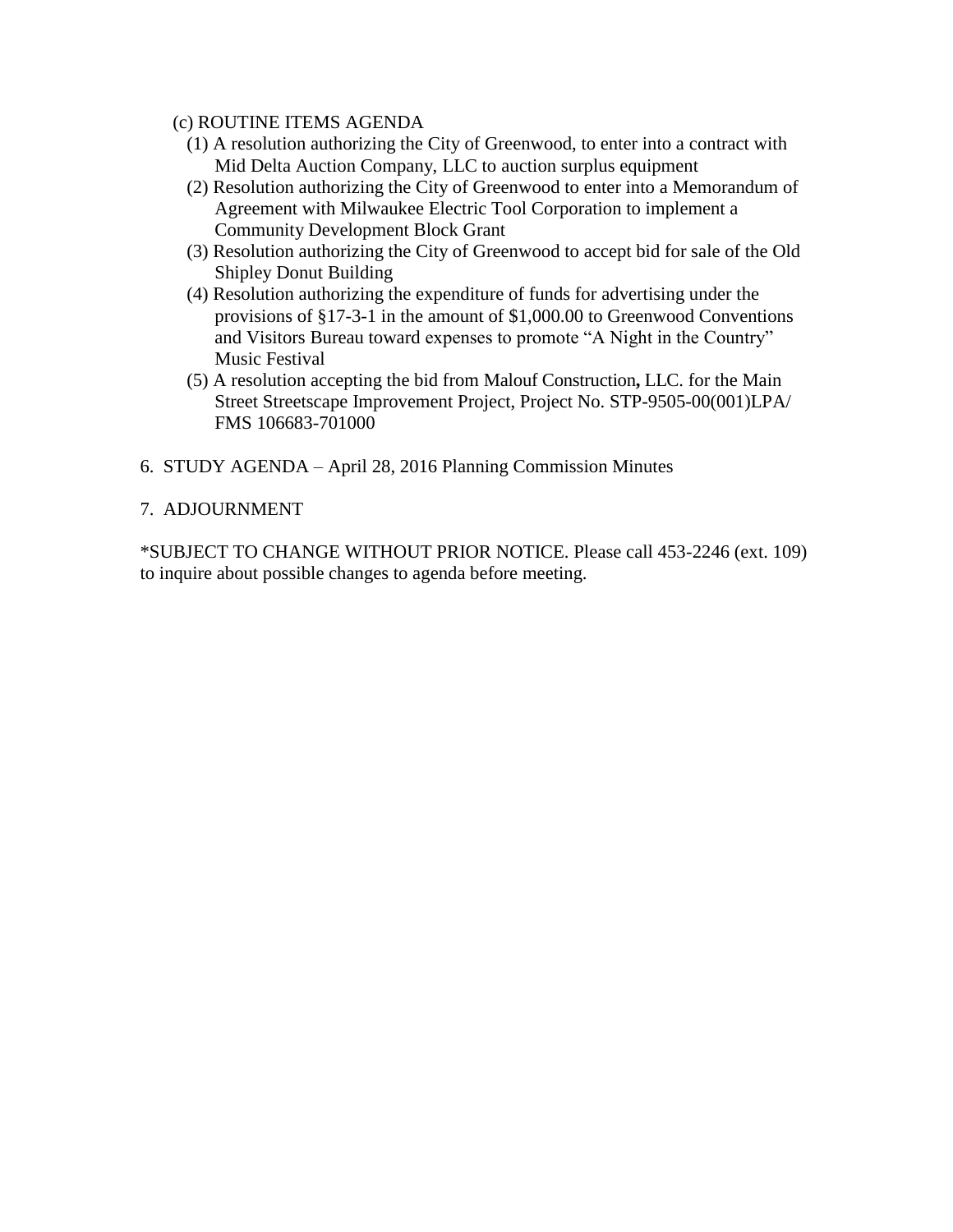(c) ROUTINE ITEMS AGENDA

(1) A resolution authorizing the City of Greenwood, to enter into a contract with Mid Delta Auction Company, LLC to auction surplus equipment

(2) Resolution authorizing the City of Greenwood to enter into a Memorandum of Agreement with Milwaukee Electric Tool Corporation to implement a Community Development Block Grant

(3) Resolution authorizing the City of Greenwood to accept bid for sale of the Old Shipley Donut Building

(4) Resolution authorizing the expenditure of funds for advertising under the provisions of §17-3-1 in the amount of $1,000.00 to Greenwood Conventions and Visitors Bureau toward expenses to promote "A Night in the Country" Music Festival

(5) A resolution accepting the bid from Malouf Construction**,** LLC. for the Main Street Streetscape Improvement Project, Project No. STP-9505-00(001)LPA/ FMS 106683-701000

6. STUDY AGENDA – April 28, 2016 Planning Commission Minutes

7. ADJOURNMENT

*SUBJECT TO CHANGE WITHOUT PRIOR NOTICE. Please call 453-2246 (ext. 109) to inquire about possible changes to agenda before meeting.